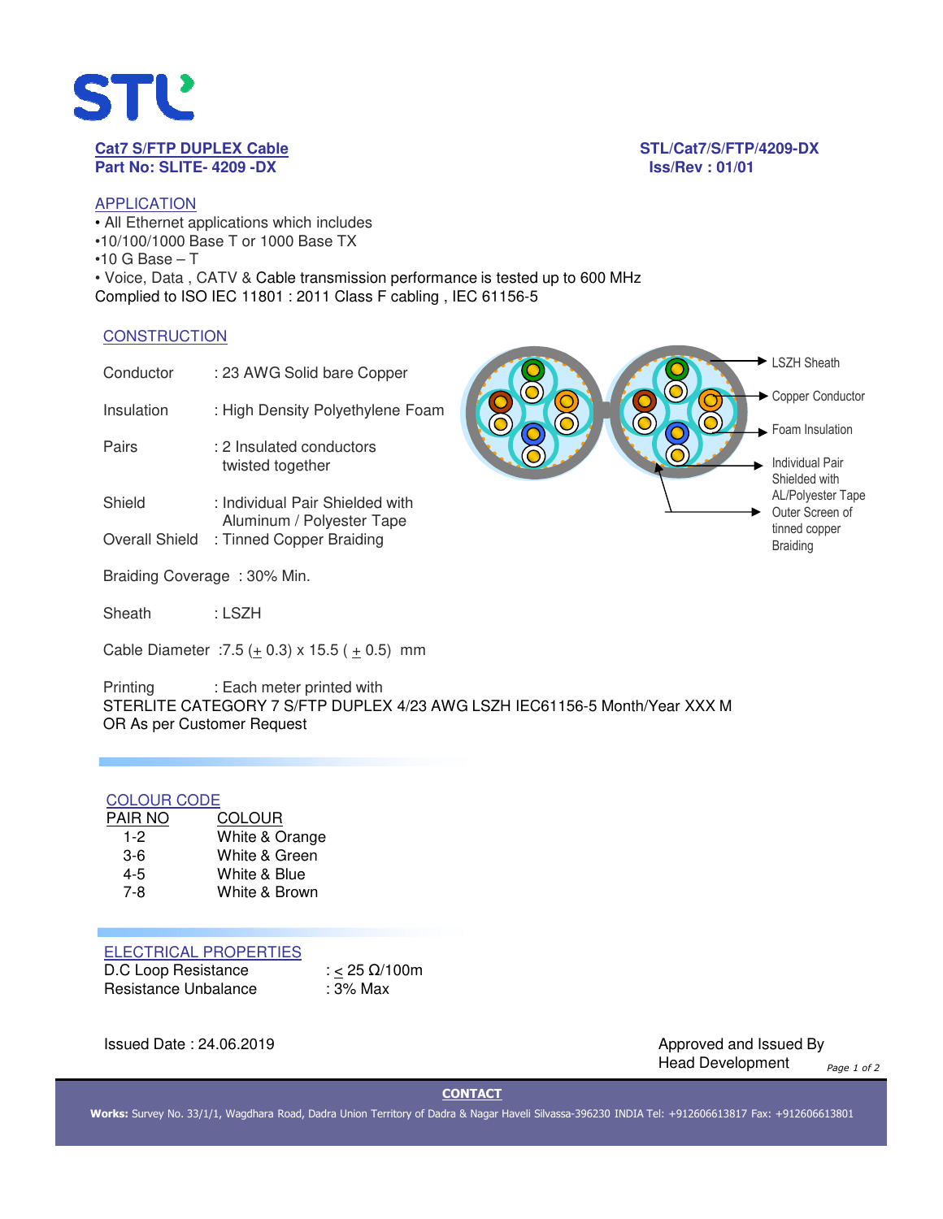STL

**Cat7 S/FTP DUPLEX Cable**
**Part No: SLITE- 4209 -DX**

**STL/Cat7/S/FTP/4209-DX**
**Iss/Rev : 01/01**

## APPLICATION

- All Ethernet applications which includes
- 10/100/1000 Base T or 1000 Base TX
- 10 G Base – T
- Voice, Data , CATV & Cable transmission performance is tested up to 600 MHz

Complied to ISO IEC 11801 : 2011 Class F cabling , IEC 61156-5

## CONSTRUCTION

Conductor : 23 AWG Solid bare Copper

Insulation : High Density Polyethylene Foam

Pairs : 2 Insulated conductors twisted together

Shield : Individual Pair Shielded with Aluminum / Polyester Tape

Overall Shield : Tinned Copper Braiding

Braiding Coverage : 30% Min.

Sheath : LSZH

Cable Diameter : 7.5 (± 0.3) x 15.5 ( ± 0.5) mm

Printing : Each meter printed with
STERLITE CATEGORY 7 S/FTP DUPLEX 4/23 AWG LSZH IEC61156-5 Month/Year XXX M
OR As per Customer Request

LSZH Sheath
Copper Conductor
Foam Insulation
Individual Pair Shielded with AL/Polyester Tape
Outer Screen of tinned copper Braiding

## COLOUR CODE

| PAIR NO | COLOUR |
|---|---|
| 1-2 | White & Orange |
| 3-6 | White & Green |
| 4-5 | White & Blue |
| 7-8 | White & Brown |

## ELECTRICAL PROPERTIES

| | |
|---|---|
| D.C Loop Resistance | : ≤ 25 Ω/100m |
| Resistance Unbalance | : 3% Max |

Issued Date : 24.06.2019

Approved and Issued By
Head Development

**CONTACT**

**Works:** Survey No. 33/1/1, Wagdhara Road, Dadra Union Territory of Dadra & Nagar Haveli Silvassa-396230 INDIA Tel: +912606613817 Fax: +912606613801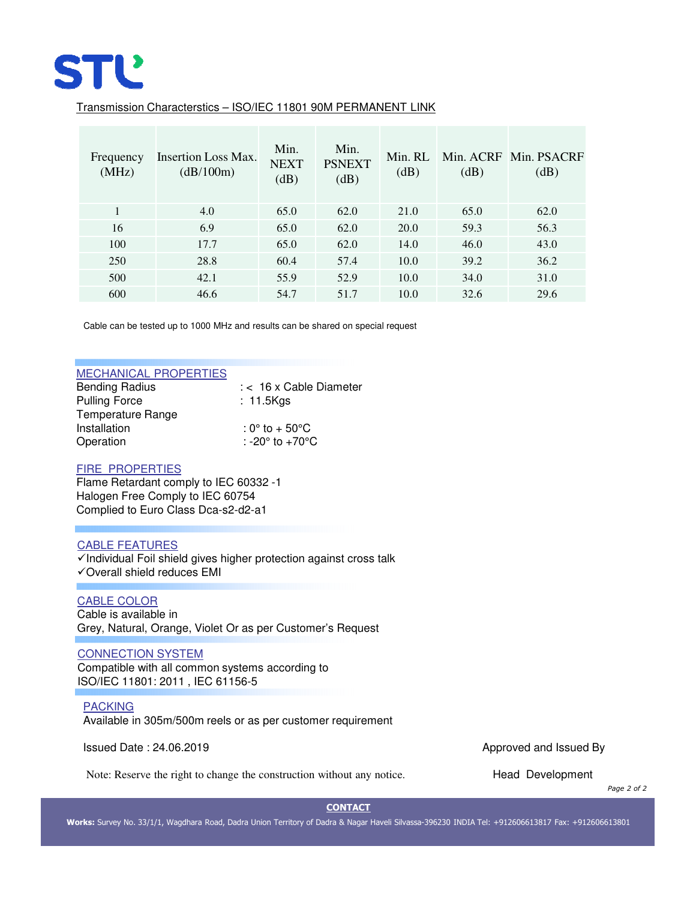STL

Transmission Characterstics – ISO/IEC 11801 90M PERMANENT LINK

| Frequency (MHz) | Insertion Loss Max. (dB/100m) | Min. NEXT (dB) | Min. PSNEXT (dB) | Min. RL (dB) | Min. ACRF (dB) | Min. PSACRF (dB) |
|---|---|---|---|---|---|---|
| 1 | 4.0 | 65.0 | 62.0 | 21.0 | 65.0 | 62.0 |
| 16 | 6.9 | 65.0 | 62.0 | 20.0 | 59.3 | 56.3 |
| 100 | 17.7 | 65.0 | 62.0 | 14.0 | 46.0 | 43.0 |
| 250 | 28.8 | 60.4 | 57.4 | 10.0 | 39.2 | 36.2 |
| 500 | 42.1 | 55.9 | 52.9 | 10.0 | 34.0 | 31.0 |
| 600 | 46.6 | 54.7 | 51.7 | 10.0 | 32.6 | 29.6 |

Cable can be tested up to 1000 MHz and results can be shared on special request

## MECHANICAL PROPERTIES

Bending Radius : < 16 x Cable Diameter
Pulling Force : 11.5Kgs
Temperature Range
Installation : 0° to + 50°C
Operation : -20° to +70°C

## FIRE PROPERTIES

Flame Retardant comply to IEC 60332 -1
Halogen Free Comply to IEC 60754
Complied to Euro Class Dca-s2-d2-a1

## CABLE FEATURES

✓Individual Foil shield gives higher protection against cross talk
✓Overall shield reduces EMI

## CABLE COLOR

Cable is available in
Grey, Natural, Orange, Violet Or as per Customer's Request

## CONNECTION SYSTEM

Compatible with all common systems according to
ISO/IEC 11801: 2011 , IEC 61156-5

## PACKING

Available in 305m/500m reels or as per customer requirement

Issued Date : 24.06.2019

Approved and Issued By

Note: Reserve the right to change the construction without any notice.

Head Development

**CONTACT**

**Works:** Survey No. 33/1/1, Wagdhara Road, Dadra Union Territory of Dadra & Nagar Haveli Silvassa-396230 INDIA Tel: +912606613817 Fax: +912606613801